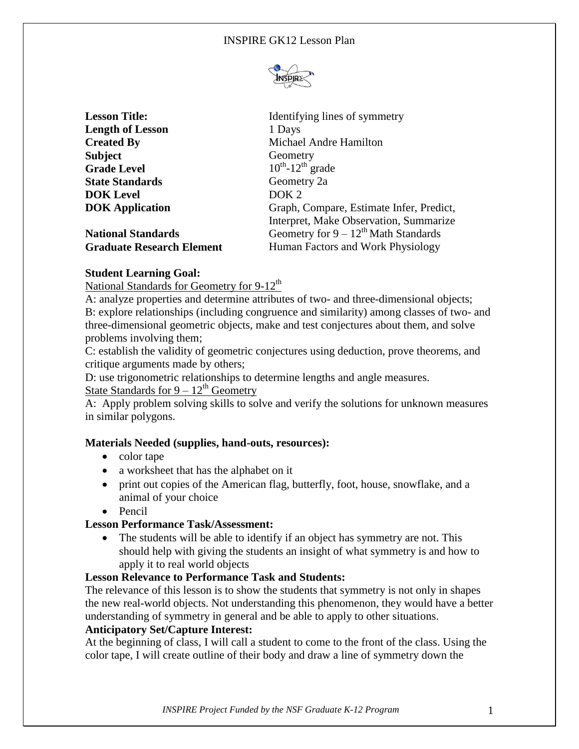INSPIRE GK12 Lesson Plan

| | |
|---|---|
| **Lesson Title:** | Identifying lines of symmetry |
| **Length of Lesson** | 1 Days |
| **Created By** | Michael Andre Hamilton |
| **Subject** | Geometry |
| **Grade Level** | $10^{th}$-$12^{th}$ grade |
| **State Standards** | Geometry 2a |
| **DOK Level** | DOK 2 |
| **DOK Application** | Graph, Compare, Estimate Infer, Predict, Interpret, Make Observation, Summarize |
| **National Standards** | Geometry for 9 – $12^{th}$ Math Standards |
| **Graduate Research Element** | Human Factors and Work Physiology |

**Student Learning Goal:**

National Standards for Geometry for 9-$12^{th}$

A: analyze properties and determine attributes of two- and three-dimensional objects;
B: explore relationships (including congruence and similarity) among classes of two- and three-dimensional geometric objects, make and test conjectures about them, and solve problems involving them;
C: establish the validity of geometric conjectures using deduction, prove theorems, and critique arguments made by others;
D: use trigonometric relationships to determine lengths and angle measures.

State Standards for 9 – $12^{th}$ Geometry

A: Apply problem solving skills to solve and verify the solutions for unknown measures in similar polygons.

**Materials Needed (supplies, hand-outs, resources):**

- color tape
- a worksheet that has the alphabet on it
- print out copies of the American flag, butterfly, foot, house, snowflake, and a animal of your choice
- Pencil

**Lesson Performance Task/Assessment:**

- The students will be able to identify if an object has symmetry are not. This should help with giving the students an insight of what symmetry is and how to apply it to real world objects

**Lesson Relevance to Performance Task and Students:**

The relevance of this lesson is to show the students that symmetry is not only in shapes the new real-world objects. Not understanding this phenomenon, they would have a better understanding of symmetry in general and be able to apply to other situations.

**Anticipatory Set/Capture Interest:**

At the beginning of class, I will call a student to come to the front of the class. Using the color tape, I will create outline of their body and draw a line of symmetry down the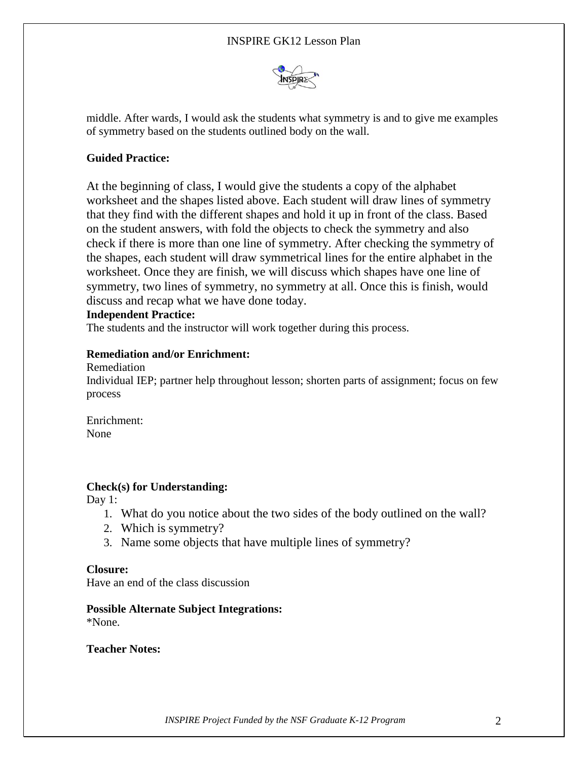middle. After wards, I would ask the students what symmetry is and to give me examples of symmetry based on the students outlined body on the wall.

**Guided Practice:**

At the beginning of class, I would give the students a copy of the alphabet worksheet and the shapes listed above. Each student will draw lines of symmetry that they find with the different shapes and hold it up in front of the class. Based on the student answers, with fold the objects to check the symmetry and also check if there is more than one line of symmetry. After checking the symmetry of the shapes, each student will draw symmetrical lines for the entire alphabet in the worksheet. Once they are finish, we will discuss which shapes have one line of symmetry, two lines of symmetry, no symmetry at all. Once this is finish, would discuss and recap what we have done today.

**Independent Practice:**

The students and the instructor will work together during this process.

**Remediation and/or Enrichment:**

Remediation

Individual IEP; partner help throughout lesson; shorten parts of assignment; focus on few process

Enrichment:

None

**Check(s) for Understanding:**

Day 1:

1. What do you notice about the two sides of the body outlined on the wall?
2. Which is symmetry?
3. Name some objects that have multiple lines of symmetry?

**Closure:**

Have an end of the class discussion

**Possible Alternate Subject Integrations:**

*None.

**Teacher Notes:**